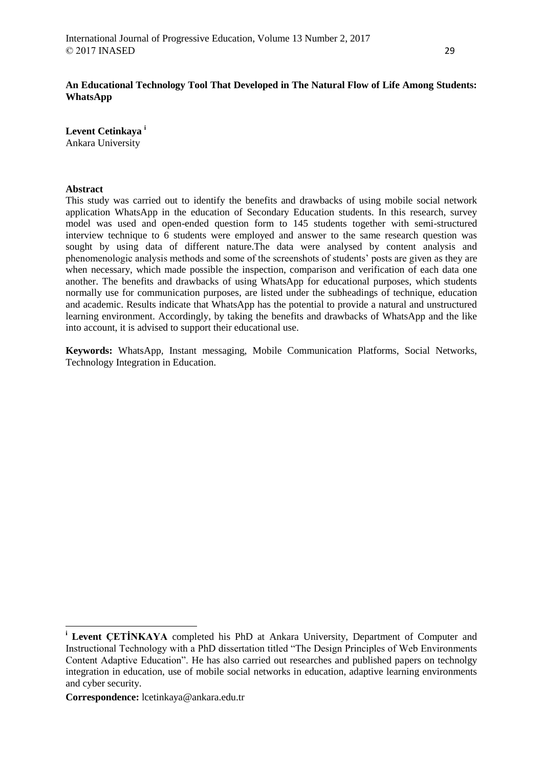# An Educational Technology Tool That Developed in The Natural Flow of Life Among Students: WhatsApp

**Levent Cetinkaya** [i]
Ankara University

## Abstract

This study was carried out to identify the benefits and drawbacks of using mobile social network application WhatsApp in the education of Secondary Education students. In this research, survey model was used and open-ended question form to 145 students together with semi-structured interview technique to 6 students were employed and answer to the same research question was sought by using data of different nature.The data were analysed by content analysis and phenomenologic analysis methods and some of the screenshots of students' posts are given as they are when necessary, which made possible the inspection, comparison and verification of each data one another. The benefits and drawbacks of using WhatsApp for educational purposes, which students normally use for communication purposes, are listed under the subheadings of technique, education and academic. Results indicate that WhatsApp has the potential to provide a natural and unstructured learning environment. Accordingly, by taking the benefits and drawbacks of WhatsApp and the like into account, it is advised to support their educational use.

**Keywords:** WhatsApp, Instant messaging, Mobile Communication Platforms, Social Networks, Technology Integration in Education.

---

[i] **Levent ÇETİNKAYA** completed his PhD at Ankara University, Department of Computer and Instructional Technology with a PhD dissertation titled "The Design Principles of Web Environments Content Adaptive Education". He has also carried out researches and published papers on technolgy integration in education, use of mobile social networks in education, adaptive learning environments and cyber security.

**Correspondence:** lcetinkaya@ankara.edu.tr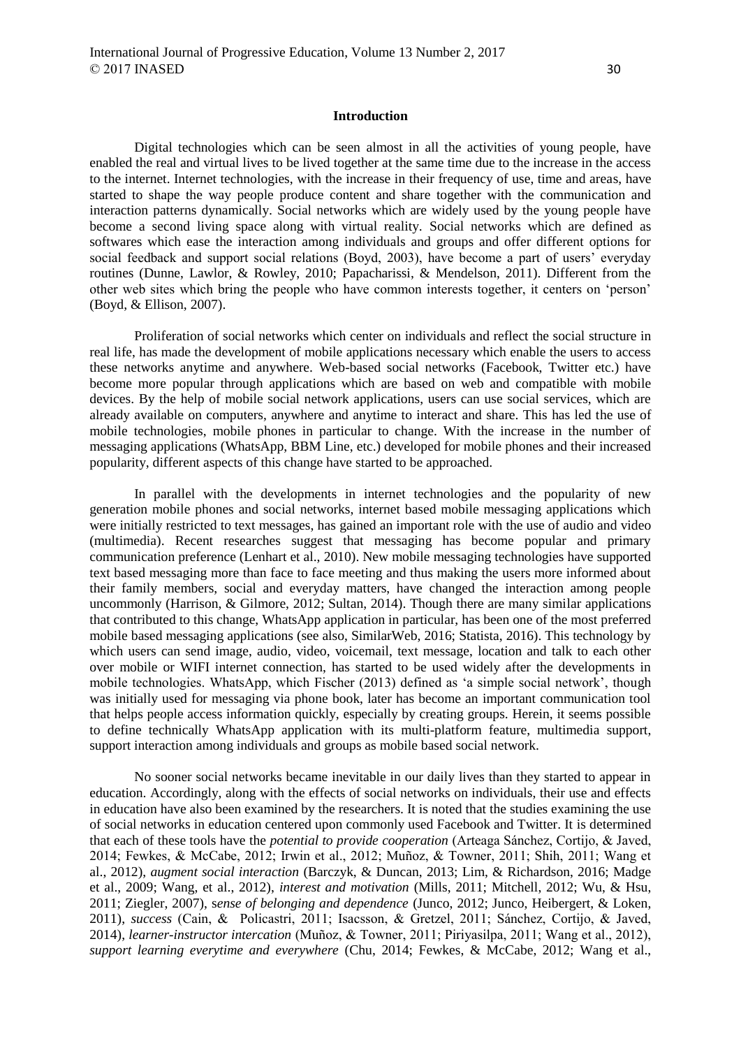## Introduction

Digital technologies which can be seen almost in all the activities of young people, have enabled the real and virtual lives to be lived together at the same time due to the increase in the access to the internet. Internet technologies, with the increase in their frequency of use, time and areas, have started to shape the way people produce content and share together with the communication and interaction patterns dynamically. Social networks which are widely used by the young people have become a second living space along with virtual reality. Social networks which are defined as softwares which ease the interaction among individuals and groups and offer different options for social feedback and support social relations (Boyd, 2003), have become a part of users' everyday routines (Dunne, Lawlor, & Rowley, 2010; Papacharissi, & Mendelson, 2011). Different from the other web sites which bring the people who have common interests together, it centers on 'person' (Boyd, & Ellison, 2007).

Proliferation of social networks which center on individuals and reflect the social structure in real life, has made the development of mobile applications necessary which enable the users to access these networks anytime and anywhere. Web-based social networks (Facebook, Twitter etc.) have become more popular through applications which are based on web and compatible with mobile devices. By the help of mobile social network applications, users can use social services, which are already available on computers, anywhere and anytime to interact and share. This has led the use of mobile technologies, mobile phones in particular to change. With the increase in the number of messaging applications (WhatsApp, BBM Line, etc.) developed for mobile phones and their increased popularity, different aspects of this change have started to be approached.

In parallel with the developments in internet technologies and the popularity of new generation mobile phones and social networks, internet based mobile messaging applications which were initially restricted to text messages, has gained an important role with the use of audio and video (multimedia). Recent researches suggest that messaging has become popular and primary communication preference (Lenhart et al., 2010). New mobile messaging technologies have supported text based messaging more than face to face meeting and thus making the users more informed about their family members, social and everyday matters, have changed the interaction among people uncommonly (Harrison, & Gilmore, 2012; Sultan, 2014). Though there are many similar applications that contributed to this change, WhatsApp application in particular, has been one of the most preferred mobile based messaging applications (see also, SimilarWeb, 2016; Statista, 2016). This technology by which users can send image, audio, video, voicemail, text message, location and talk to each other over mobile or WIFI internet connection, has started to be used widely after the developments in mobile technologies. WhatsApp, which Fischer (2013) defined as 'a simple social network', though was initially used for messaging via phone book, later has become an important communication tool that helps people access information quickly, especially by creating groups. Herein, it seems possible to define technically WhatsApp application with its multi-platform feature, multimedia support, support interaction among individuals and groups as mobile based social network.

No sooner social networks became inevitable in our daily lives than they started to appear in education. Accordingly, along with the effects of social networks on individuals, their use and effects in education have also been examined by the researchers. It is noted that the studies examining the use of social networks in education centered upon commonly used Facebook and Twitter. It is determined that each of these tools have the *potential to provide cooperation* (Arteaga Sánchez, Cortijo, & Javed, 2014; Fewkes, & McCabe, 2012; Irwin et al., 2012; Muñoz, & Towner, 2011; Shih, 2011; Wang et al., 2012), *augment social interaction* (Barczyk, & Duncan, 2013; Lim, & Richardson, 2016; Madge et al., 2009; Wang, et al., 2012), *interest and motivation* (Mills, 2011; Mitchell, 2012; Wu, & Hsu, 2011; Ziegler, 2007), *sense of belonging and dependence* (Junco, 2012; Junco, Heibergert, & Loken, 2011), *success* (Cain, & Policastri, 2011; Isacsson, & Gretzel, 2011; Sánchez, Cortijo, & Javed, 2014), *learner-instructor intercation* (Muñoz, & Towner, 2011; Piriyasilpa, 2011; Wang et al., 2012), *support learning everytime and everywhere* (Chu, 2014; Fewkes, & McCabe, 2012; Wang et al.,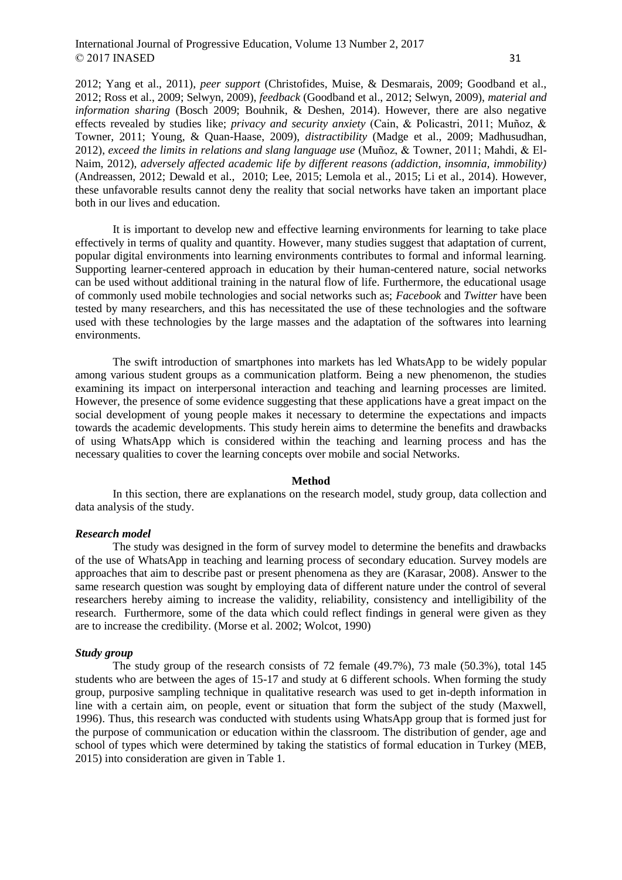2012; Yang et al., 2011), *peer support* (Christofides, Muise, & Desmarais, 2009; Goodband et al., 2012; Ross et al., 2009; Selwyn, 2009), *feedback* (Goodband et al., 2012; Selwyn, 2009), *material and information sharing* (Bosch 2009; Bouhnik, & Deshen, 2014). However, there are also negative effects revealed by studies like; *privacy and security anxiety* (Cain, & Policastri, 2011; Muñoz, & Towner, 2011; Young, & Quan-Haase, 2009), *distractibility* (Madge et al., 2009; Madhusudhan, 2012), *exceed the limits in relations and slang language use* (Muñoz, & Towner, 2011; Mahdi, & El-Naim, 2012), *adversely affected academic life by different reasons (addiction, insomnia, immobility)* (Andreassen, 2012; Dewald et al., 2010; Lee, 2015; Lemola et al., 2015; Li et al., 2014). However, these unfavorable results cannot deny the reality that social networks have taken an important place both in our lives and education.

It is important to develop new and effective learning environments for learning to take place effectively in terms of quality and quantity. However, many studies suggest that adaptation of current, popular digital environments into learning environments contributes to formal and informal learning. Supporting learner-centered approach in education by their human-centered nature, social networks can be used without additional training in the natural flow of life. Furthermore, the educational usage of commonly used mobile technologies and social networks such as; *Facebook* and *Twitter* have been tested by many researchers, and this has necessitated the use of these technologies and the software used with these technologies by the large masses and the adaptation of the softwares into learning environments.

The swift introduction of smartphones into markets has led WhatsApp to be widely popular among various student groups as a communication platform. Being a new phenomenon, the studies examining its impact on interpersonal interaction and teaching and learning processes are limited. However, the presence of some evidence suggesting that these applications have a great impact on the social development of young people makes it necessary to determine the expectations and impacts towards the academic developments. This study herein aims to determine the benefits and drawbacks of using WhatsApp which is considered within the teaching and learning process and has the necessary qualities to cover the learning concepts over mobile and social Networks.

## Method

In this section, there are explanations on the research model, study group, data collection and data analysis of the study.

### *Research model*

The study was designed in the form of survey model to determine the benefits and drawbacks of the use of WhatsApp in teaching and learning process of secondary education. Survey models are approaches that aim to describe past or present phenomena as they are (Karasar, 2008). Answer to the same research question was sought by employing data of different nature under the control of several researchers hereby aiming to increase the validity, reliability, consistency and intelligibility of the research. Furthermore, some of the data which could reflect findings in general were given as they are to increase the credibility. (Morse et al. 2002; Wolcot, 1990)

### *Study group*

The study group of the research consists of 72 female (49.7%), 73 male (50.3%), total 145 students who are between the ages of 15-17 and study at 6 different schools. When forming the study group, purposive sampling technique in qualitative research was used to get in-depth information in line with a certain aim, on people, event or situation that form the subject of the study (Maxwell, 1996). Thus, this research was conducted with students using WhatsApp group that is formed just for the purpose of communication or education within the classroom. The distribution of gender, age and school of types which were determined by taking the statistics of formal education in Turkey (MEB, 2015) into consideration are given in Table 1.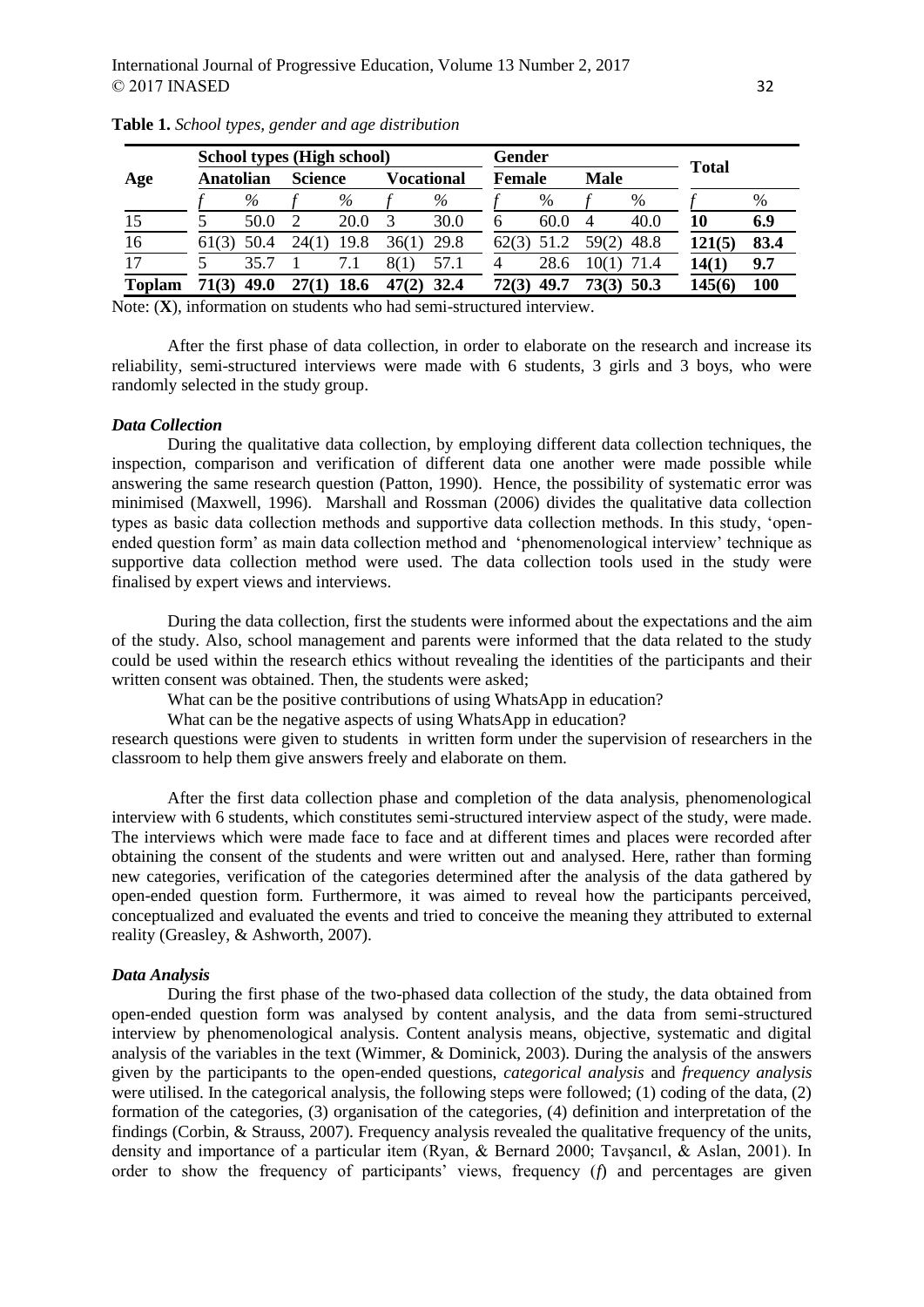**Table 1.** *School types, gender and age distribution*

| Age | School types (High school) | | | | | | Gender | | | | Total | |
|---|---|---|---|---|---|---|---|---|---|---|---|---|
| | Anatolian | | Science | | Vocational | | Female | | Male | | | |
| | *f* | % | *f* | % | *f* | % | *f* | % | *f* | % | *f* | % |
| 15 | 5 | 50.0 | 2 | 20.0 | 3 | 30.0 | 6 | 60.0 | 4 | 40.0 | **10** | **6.9** |
| 16 | 61(3) | 50.4 | 24(1) | 19.8 | 36(1) | 29.8 | 62(3) | 51.2 | 59(2) | 48.8 | **121(5)** | **83.4** |
| 17 | 5 | 35.7 | 1 | 7.1 | 8(1) | 57.1 | 4 | 28.6 | 10(1) | 71.4 | **14(1)** | **9.7** |
| **Toplam** | **71(3)** | **49.0** | **27(1)** | **18.6** | **47(2)** | **32.4** | **72(3)** | **49.7** | **73(3)** | **50.3** | **145(6)** | **100** |

Note: (**X**), information on students who had semi-structured interview.

After the first phase of data collection, in order to elaborate on the research and increase its reliability, semi-structured interviews were made with 6 students, 3 girls and 3 boys, who were randomly selected in the study group.

### *Data Collection*

During the qualitative data collection, by employing different data collection techniques, the inspection, comparison and verification of different data one another were made possible while answering the same research question (Patton, 1990). Hence, the possibility of systematic error was minimised (Maxwell, 1996). Marshall and Rossman (2006) divides the qualitative data collection types as basic data collection methods and supportive data collection methods. In this study, 'open-ended question form' as main data collection method and 'phenomenological interview' technique as supportive data collection method were used. The data collection tools used in the study were finalised by expert views and interviews.

During the data collection, first the students were informed about the expectations and the aim of the study. Also, school management and parents were informed that the data related to the study could be used within the research ethics without revealing the identities of the participants and their written consent was obtained. Then, the students were asked;

What can be the positive contributions of using WhatsApp in education?

What can be the negative aspects of using WhatsApp in education?

research questions were given to students in written form under the supervision of researchers in the classroom to help them give answers freely and elaborate on them.

After the first data collection phase and completion of the data analysis, phenomenological interview with 6 students, which constitutes semi-structured interview aspect of the study, were made. The interviews which were made face to face and at different times and places were recorded after obtaining the consent of the students and were written out and analysed. Here, rather than forming new categories, verification of the categories determined after the analysis of the data gathered by open-ended question form. Furthermore, it was aimed to reveal how the participants perceived, conceptualized and evaluated the events and tried to conceive the meaning they attributed to external reality (Greasley, & Ashworth, 2007).

### *Data Analysis*

During the first phase of the two-phased data collection of the study, the data obtained from open-ended question form was analysed by content analysis, and the data from semi-structured interview by phenomenological analysis. Content analysis means, objective, systematic and digital analysis of the variables in the text (Wimmer, & Dominick, 2003). During the analysis of the answers given by the participants to the open-ended questions, *categorical analysis* and *frequency analysis* were utilised. In the categorical analysis, the following steps were followed; (1) coding of the data, (2) formation of the categories, (3) organisation of the categories, (4) definition and interpretation of the findings (Corbin, & Strauss, 2007). Frequency analysis revealed the qualitative frequency of the units, density and importance of a particular item (Ryan, & Bernard 2000; Tavşancıl, & Aslan, 2001). In order to show the frequency of participants' views, frequency (*f*) and percentages are given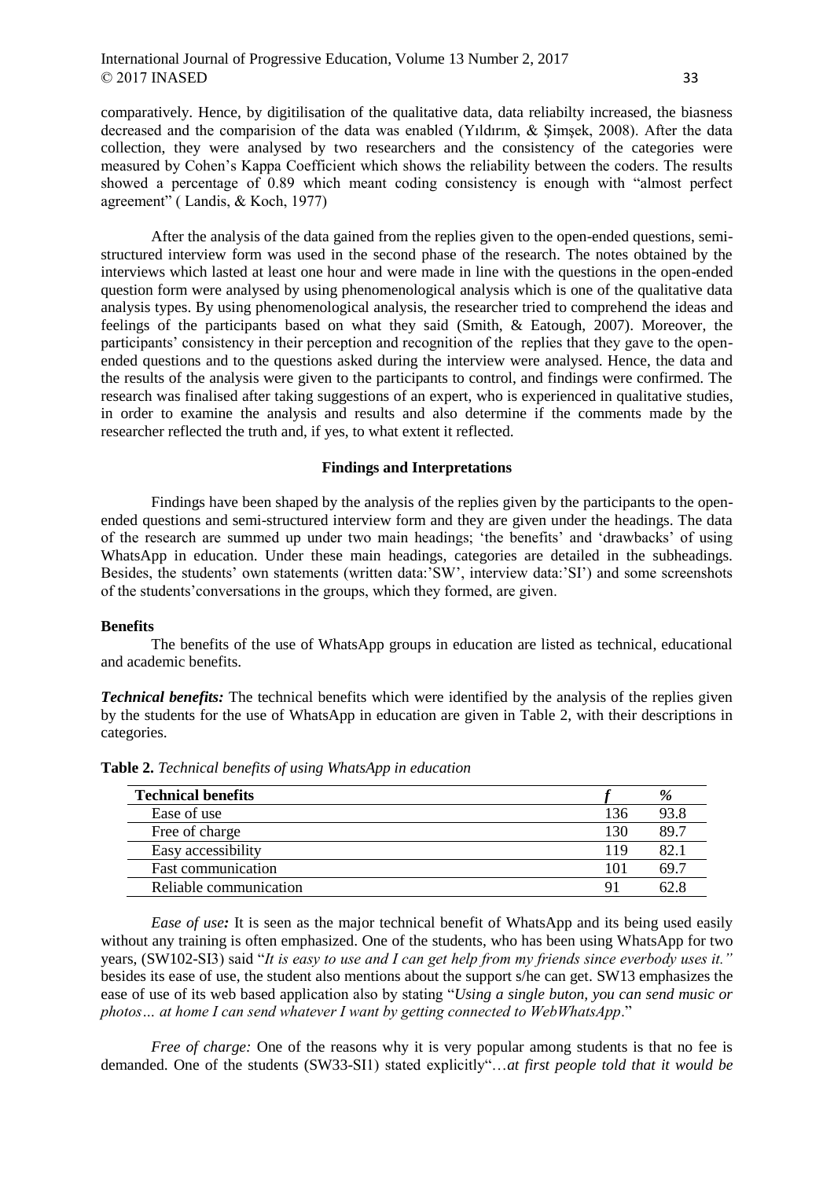comparatively. Hence, by digitilisation of the qualitative data, data reliabilty increased, the biasness decreased and the comparision of the data was enabled (Yıldırım, & Şimşek, 2008). After the data collection, they were analysed by two researchers and the consistency of the categories were measured by Cohen's Kappa Coefficient which shows the reliability between the coders. The results showed a percentage of 0.89 which meant coding consistency is enough with "almost perfect agreement" ( Landis, & Koch, 1977)

After the analysis of the data gained from the replies given to the open-ended questions, semi-structured interview form was used in the second phase of the research. The notes obtained by the interviews which lasted at least one hour and were made in line with the questions in the open-ended question form were analysed by using phenomenological analysis which is one of the qualitative data analysis types. By using phenomenological analysis, the researcher tried to comprehend the ideas and feelings of the participants based on what they said (Smith, & Eatough, 2007). Moreover, the participants' consistency in their perception and recognition of the replies that they gave to the open-ended questions and to the questions asked during the interview were analysed. Hence, the data and the results of the analysis were given to the participants to control, and findings were confirmed. The research was finalised after taking suggestions of an expert, who is experienced in qualitative studies, in order to examine the analysis and results and also determine if the comments made by the researcher reflected the truth and, if yes, to what extent it reflected.

## Findings and Interpretations

Findings have been shaped by the analysis of the replies given by the participants to the open-ended questions and semi-structured interview form and they are given under the headings. The data of the research are summed up under two main headings; 'the benefits' and 'drawbacks' of using WhatsApp in education. Under these main headings, categories are detailed in the subheadings. Besides, the students' own statements (written data:'SW', interview data:'SI') and some screenshots of the students'conversations in the groups, which they formed, are given.

### Benefits

The benefits of the use of WhatsApp groups in education are listed as technical, educational and academic benefits.

***Technical benefits:*** The technical benefits which were identified by the analysis of the replies given by the students for the use of WhatsApp in education are given in Table 2, with their descriptions in categories.

**Table 2.** *Technical benefits of using WhatsApp in education*

| Technical benefits | *f* | % |
|---|---|---|
| Ease of use | 136 | 93.8 |
| Free of charge | 130 | 89.7 |
| Easy accessibility | 119 | 82.1 |
| Fast communication | 101 | 69.7 |
| Reliable communication | 91 | 62.8 |

*Ease of use:* It is seen as the major technical benefit of WhatsApp and its being used easily without any training is often emphasized. One of the students, who has been using WhatsApp for two years, (SW102-SI3) said "*It is easy to use and I can get help from my friends since everbody uses it.*" besides its ease of use, the student also mentions about the support s/he can get. SW13 emphasizes the ease of use of its web based application also by stating "*Using a single buton, you can send music or photos… at home I can send whatever I want by getting connected to WebWhatsApp*."

*Free of charge:* One of the reasons why it is very popular among students is that no fee is demanded. One of the students (SW33-SI1) stated explicitly"…*at first people told that it would be*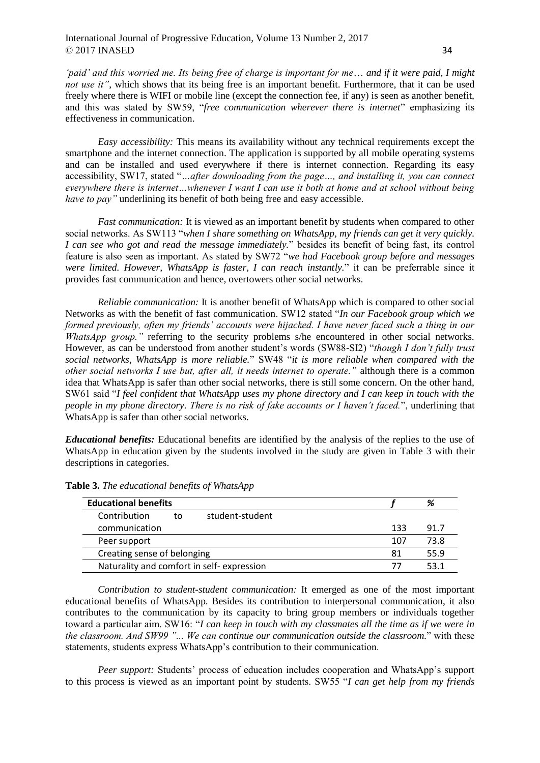*'paid' and this worried me. Its being free of charge is important for me… and if it were paid, I might not use it"*, which shows that its being free is an important benefit. Furthermore, that it can be used freely where there is WIFI or mobile line (except the connection fee, if any) is seen as another benefit, and this was stated by SW59, "*free communication wherever there is internet*" emphasizing its effectiveness in communication.

*Easy accessibility:* This means its availability without any technical requirements except the smartphone and the internet connection. The application is supported by all mobile operating systems and can be installed and used everywhere if there is internet connection. Regarding its easy accessibility, SW17, stated "*…after downloading from the page…, and installing it, you can connect everywhere there is internet…whenever I want I can use it both at home and at school without being have to pay"* underlining its benefit of both being free and easy accessible.

*Fast communication:* It is viewed as an important benefit by students when compared to other social networks. As SW113 "*when I share something on WhatsApp, my friends can get it very quickly. I can see who got and read the message immediately.*" besides its benefit of being fast, its control feature is also seen as important. As stated by SW72 "*we had Facebook group before and messages were limited. However, WhatsApp is faster, I can reach instantly.*" it can be preferrable since it provides fast communication and hence, overtowers other social networks.

*Reliable communication:* It is another benefit of WhatsApp which is compared to other social Networks as with the benefit of fast communication. SW12 stated "*In our Facebook group which we formed previously, often my friends' accounts were hijacked. I have never faced such a thing in our WhatsApp group."* referring to the security problems s/he encountered in other social networks. However, as can be understood from another student's words (SW88-SI2) "*though I don't fully trust social networks, WhatsApp is more reliable.*" SW48 "*it is more reliable when compared with the other social networks I use but, after all, it needs internet to operate."* although there is a common idea that WhatsApp is safer than other social networks, there is still some concern. On the other hand, SW61 said "*I feel confident that WhatsApp uses my phone directory and I can keep in touch with the people in my phone directory. There is no risk of fake accounts or I haven't faced.*", underlining that WhatsApp is safer than other social networks.

***Educational benefits:*** Educational benefits are identified by the analysis of the replies to the use of WhatsApp in education given by the students involved in the study are given in Table 3 with their descriptions in categories.

**Table 3.** *The educational benefits of WhatsApp*

| Educational benefits | *f* | % |
|---|---|---|
| Contribution to student-student communication | 133 | 91.7 |
| Peer support | 107 | 73.8 |
| Creating sense of belonging | 81 | 55.9 |
| Naturality and comfort in self- expression | 77 | 53.1 |

*Contribution to student-student communication:* It emerged as one of the most important educational benefits of WhatsApp. Besides its contribution to interpersonal communication, it also contributes to the communication by its capacity to bring group members or individuals together toward a particular aim. SW16: "*I can keep in touch with my classmates all the time as if we were in the classroom. And SW99 "... We can continue our communication outside the classroom.*" with these statements, students express WhatsApp's contribution to their communication.

*Peer support:* Students' process of education includes cooperation and WhatsApp's support to this process is viewed as an important point by students. SW55 "*I can get help from my friends*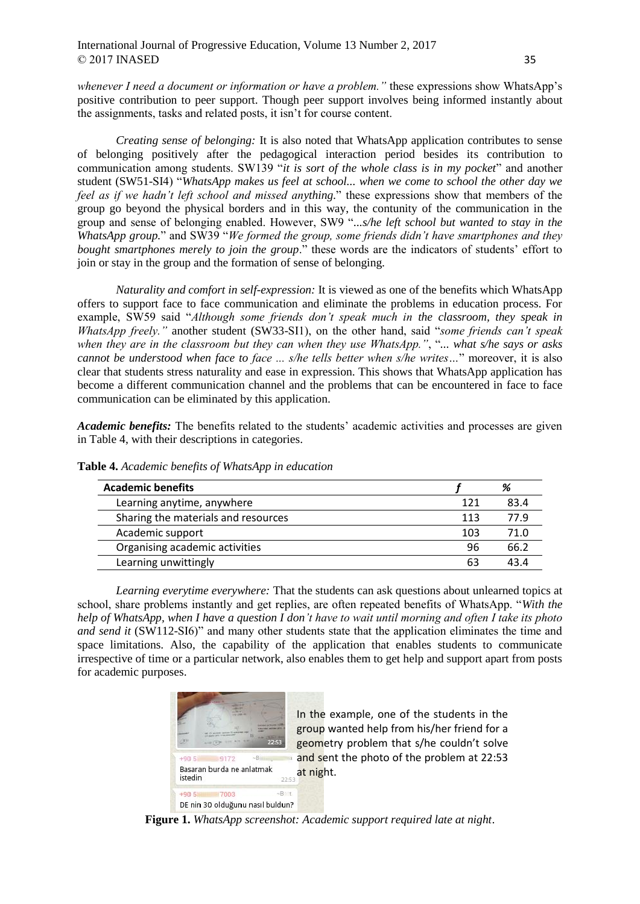*whenever I need a document or information or have a problem."* these expressions show WhatsApp's positive contribution to peer support. Though peer support involves being informed instantly about the assignments, tasks and related posts, it isn't for course content.

*Creating sense of belonging:* It is also noted that WhatsApp application contributes to sense of belonging positively after the pedagogical interaction period besides its contribution to communication among students. SW139 "*it is sort of the whole class is in my pocket*" and another student (SW51-SI4) "*WhatsApp makes us feel at school... when we come to school the other day we feel as if we hadn't left school and missed anything*." these expressions show that members of the group go beyond the physical borders and in this way, the contunity of the communication in the group and sense of belonging enabled. However, SW9 "*...s/he left school but wanted to stay in the WhatsApp group.*" and SW39 "*We formed the group, some friends didn't have smartphones and they bought smartphones merely to join the group*." these words are the indicators of students' effort to join or stay in the group and the formation of sense of belonging.

*Naturality and comfort in self-expression:* It is viewed as one of the benefits which WhatsApp offers to support face to face communication and eliminate the problems in education process. For example, SW59 said "*Although some friends don't speak much in the classroom, they speak in WhatsApp freely."* another student (SW33-SI1), on the other hand, said "*some friends can't speak when they are in the classroom but they can when they use WhatsApp."*, "*... what s/he says or asks cannot be understood when face to face ... s/he tells better when s/he writes…*" moreover, it is also clear that students stress naturality and ease in expression. This shows that WhatsApp application has become a different communication channel and the problems that can be encountered in face to face communication can be eliminated by this application.

***Academic benefits:*** The benefits related to the students' academic activities and processes are given in Table 4, with their descriptions in categories.

**Table 4.** *Academic benefits of WhatsApp in education*

| **Academic benefits** | ***f*** | ***%*** |
|---|---|---|
| Learning anytime, anywhere | 121 | 83.4 |
| Sharing the materials and resources | 113 | 77.9 |
| Academic support | 103 | 71.0 |
| Organising academic activities | 96 | 66.2 |
| Learning unwittingly | 63 | 43.4 |

*Learning everytime everywhere:* That the students can ask questions about unlearned topics at school, share problems instantly and get replies, are often repeated benefits of WhatsApp. "*With the help of WhatsApp, when I have a question I don't have to wait until morning and often I take its photo and send it* (SW112-SI6)" and many other students state that the application eliminates the time and space limitations. Also, the capability of the application that enables students to communicate irrespective of time or a particular network, also enables them to get help and support apart from posts for academic purposes.

In the example, one of the students in the group wanted help from his/her friend for a geometry problem that s/he couldn't solve and sent the photo of the problem at 22:53 at night.

**Figure 1.** *WhatsApp screenshot: Academic support required late at night*.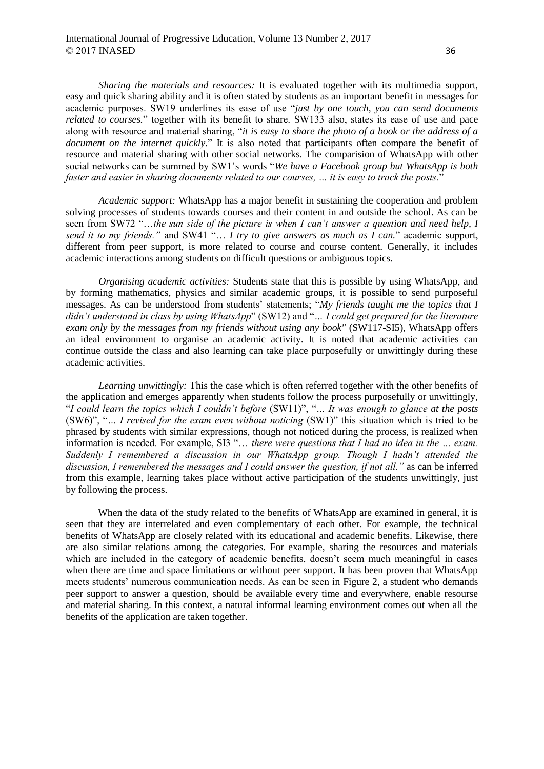*Sharing the materials and resources:* It is evaluated together with its multimedia support, easy and quick sharing ability and it is often stated by students as an important benefit in messages for academic purposes. SW19 underlines its ease of use "*just by one touch, you can send documents related to courses.*" together with its benefit to share. SW133 also, states its ease of use and pace along with resource and material sharing, "*it is easy to share the photo of a book or the address of a document on the internet quickly.*" It is also noted that participants often compare the benefit of resource and material sharing with other social networks. The comparision of WhatsApp with other social networks can be summed by SW1's words "*We have a Facebook group but WhatsApp is both faster and easier in sharing documents related to our courses, … it is easy to track the posts*."

*Academic support:* WhatsApp has a major benefit in sustaining the cooperation and problem solving processes of students towards courses and their content in and outside the school. As can be seen from SW72 "…*the sun side of the picture is when I can't answer a question and need help, I send it to my friends."* and SW41 "… *I try to give answers as much as I can.*" academic support, different from peer support, is more related to course and course content. Generally, it includes academic interactions among students on difficult questions or ambiguous topics.

*Organising academic activities:* Students state that this is possible by using WhatsApp, and by forming mathematics, physics and similar academic groups, it is possible to send purposeful messages. As can be understood from students' statements; "*My friends taught me the topics that I didn't understand in class by using WhatsApp*" (SW12) and "*… I could get prepared for the literature exam only by the messages from my friends without using any book"* (SW117-SI5), WhatsApp offers an ideal environment to organise an academic activity. It is noted that academic activities can continue outside the class and also learning can take place purposefully or unwittingly during these academic activities.

*Learning unwittingly:* This the case which is often referred together with the other benefits of the application and emerges apparently when students follow the process purposefully or unwittingly, "*I could learn the topics which I couldn't before* (SW11)", "*… It was enough to glance at the posts* (SW6)", "*… I revised for the exam even without noticing* (SW1)" this situation which is tried to be phrased by students with similar expressions, though not noticed during the process, is realized when information is needed. For example, SI3 "*… there were questions that I had no idea in the … exam. Suddenly I remembered a discussion in our WhatsApp group. Though I hadn't attended the discussion, I remembered the messages and I could answer the question, if not all."* as can be inferred from this example, learning takes place without active participation of the students unwittingly, just by following the process.

When the data of the study related to the benefits of WhatsApp are examined in general, it is seen that they are interrelated and even complementary of each other. For example, the technical benefits of WhatsApp are closely related with its educational and academic benefits. Likewise, there are also similar relations among the categories. For example, sharing the resources and materials which are included in the category of academic benefits, doesn't seem much meaningful in cases when there are time and space limitations or without peer support. It has been proven that WhatsApp meets students' numerous communication needs. As can be seen in Figure 2, a student who demands peer support to answer a question, should be available every time and everywhere, enable resourse and material sharing. In this context, a natural informal learning environment comes out when all the benefits of the application are taken together.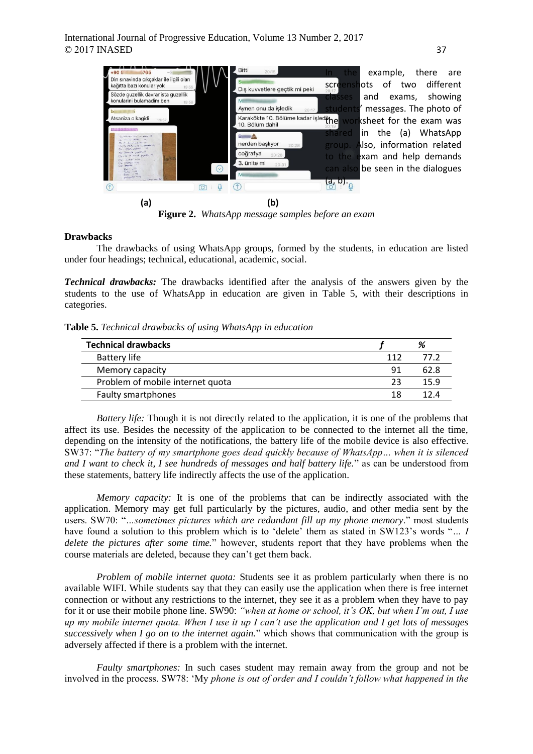In the example, there are screenshots of two different classes and exams, showing students' messages. The photo of the worksheet for the exam was shared in the (a) WhatsApp group. Also, information related to the exam and help demands can also be seen in the dialogues (a, b).

(a) (b)

**Figure 2.** *WhatsApp message samples before an exam*

## Drawbacks

The drawbacks of using WhatsApp groups, formed by the students, in education are listed under four headings; technical, educational, academic, social.

***Technical drawbacks:*** The drawbacks identified after the analysis of the answers given by the students to the use of WhatsApp in education are given in Table 5, with their descriptions in categories.

**Table 5.** *Technical drawbacks of using WhatsApp in education*

| Technical drawbacks | *f* | *%* |
|---|---|---|
| Battery life | 112 | 77.2 |
| Memory capacity | 91 | 62.8 |
| Problem of mobile internet quota | 23 | 15.9 |
| Faulty smartphones | 18 | 12.4 |

*Battery life:* Though it is not directly related to the application, it is one of the problems that affect its use. Besides the necessity of the application to be connected to the internet all the time, depending on the intensity of the notifications, the battery life of the mobile device is also effective. SW37: "*The battery of my smartphone goes dead quickly because of WhatsApp… when it is silenced and I want to check it, I see hundreds of messages and half battery life.*" as can be understood from these statements, battery life indirectly affects the use of the application.

*Memory capacity:* It is one of the problems that can be indirectly associated with the application. Memory may get full particularly by the pictures, audio, and other media sent by the users. SW70: "*…sometimes pictures which are redundant fill up my phone memory.*" most students have found a solution to this problem which is to 'delete' them as stated in SW123's words "*… I delete the pictures after some time.*" however, students report that they have problems when the course materials are deleted, because they can't get them back.

*Problem of mobile internet quota:* Students see it as problem particularly when there is no available WIFI. While students say that they can easily use the application when there is free internet connection or without any restrictions to the internet, they see it as a problem when they have to pay for it or use their mobile phone. SW90: *"when at home or school, it's OK, but when I'm out, I use up my mobile internet quota. When I use it up I can't use the application and I get lots of messages successively when I go on to the internet again.*" which shows that communication with the group is adversely affected if there is a problem with the internet.

*Faulty smartphones:* In such cases student may remain away from the group and not be involved in the process. SW78: 'My *phone is out of order and I couldn't follow what happened in the*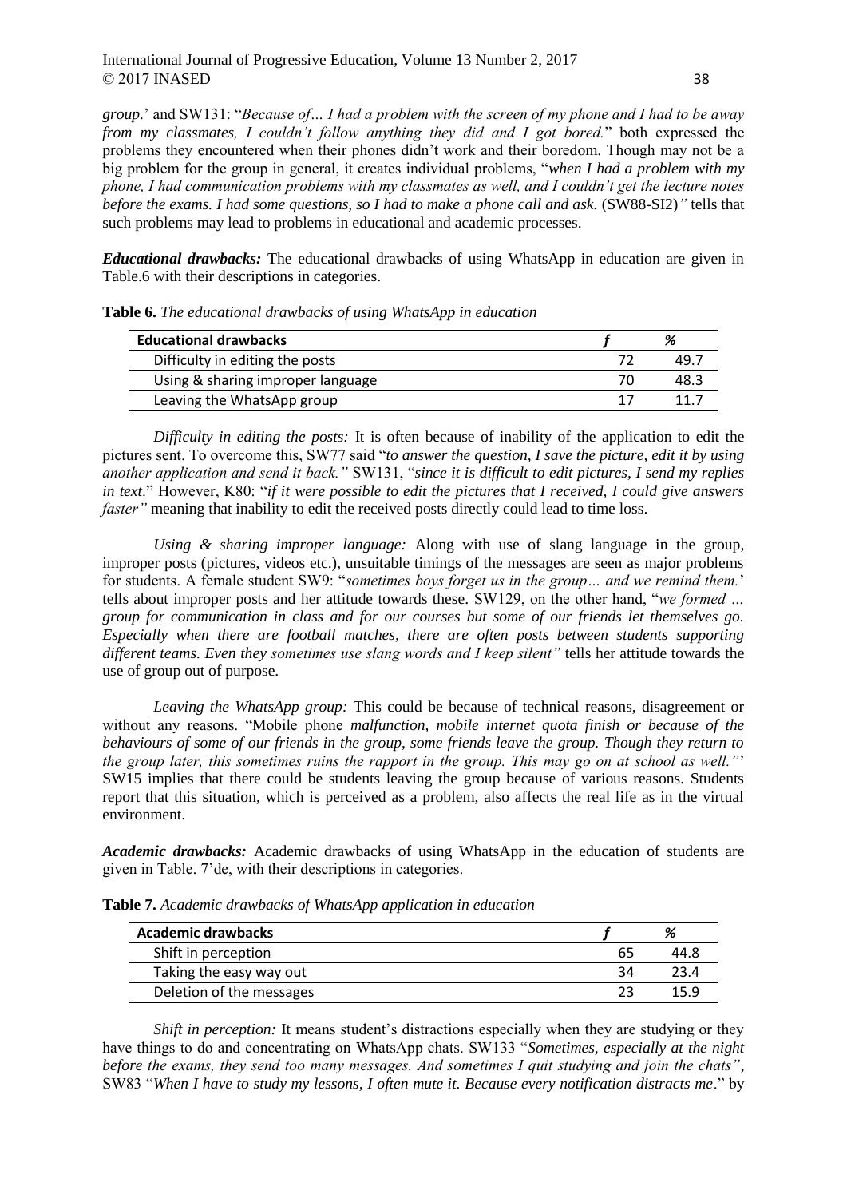*group.*' and SW131: "*Because of… I had a problem with the screen of my phone and I had to be away from my classmates, I couldn't follow anything they did and I got bored.*" both expressed the problems they encountered when their phones didn't work and their boredom. Though may not be a big problem for the group in general, it creates individual problems, "*when I had a problem with my phone, I had communication problems with my classmates as well, and I couldn't get the lecture notes before the exams. I had some questions, so I had to make a phone call and ask.* (SW88-SI2)*"* tells that such problems may lead to problems in educational and academic processes.

***Educational drawbacks:*** The educational drawbacks of using WhatsApp in education are given in Table.6 with their descriptions in categories.

**Table 6.** *The educational drawbacks of using WhatsApp in education*

| Educational drawbacks | *f* | % |
|---|---|---|
| Difficulty in editing the posts | 72 | 49.7 |
| Using & sharing improper language | 70 | 48.3 |
| Leaving the WhatsApp group | 17 | 11.7 |

*Difficulty in editing the posts:* It is often because of inability of the application to edit the pictures sent. To overcome this, SW77 said "*to answer the question, I save the picture, edit it by using another application and send it back."* SW131, "*since it is difficult to edit pictures, I send my replies in text*." However, K80: "*if it were possible to edit the pictures that I received, I could give answers faster"* meaning that inability to edit the received posts directly could lead to time loss.

*Using & sharing improper language:* Along with use of slang language in the group, improper posts (pictures, videos etc.), unsuitable timings of the messages are seen as major problems for students. A female student SW9: "*sometimes boys forget us in the group… and we remind them.*' tells about improper posts and her attitude towards these. SW129, on the other hand, "*we formed … group for communication in class and for our courses but some of our friends let themselves go. Especially when there are football matches, there are often posts between students supporting different teams. Even they sometimes use slang words and I keep silent"* tells her attitude towards the use of group out of purpose.

*Leaving the WhatsApp group:* This could be because of technical reasons, disagreement or without any reasons. "Mobile phone *malfunction, mobile internet quota finish or because of the behaviours of some of our friends in the group, some friends leave the group. Though they return to the group later, this sometimes ruins the rapport in the group. This may go on at school as well."*' SW15 implies that there could be students leaving the group because of various reasons. Students report that this situation, which is perceived as a problem, also affects the real life as in the virtual environment.

***Academic drawbacks:*** Academic drawbacks of using WhatsApp in the education of students are given in Table. 7'de, with their descriptions in categories.

**Table 7.** *Academic drawbacks of WhatsApp application in education*

| Academic drawbacks | *f* | % |
|---|---|---|
| Shift in perception | 65 | 44.8 |
| Taking the easy way out | 34 | 23.4 |
| Deletion of the messages | 23 | 15.9 |

*Shift in perception:* It means student's distractions especially when they are studying or they have things to do and concentrating on WhatsApp chats. SW133 "*Sometimes, especially at the night before the exams, they send too many messages. And sometimes I quit studying and join the chats"*, SW83 "*When I have to study my lessons, I often mute it. Because every notification distracts me*." by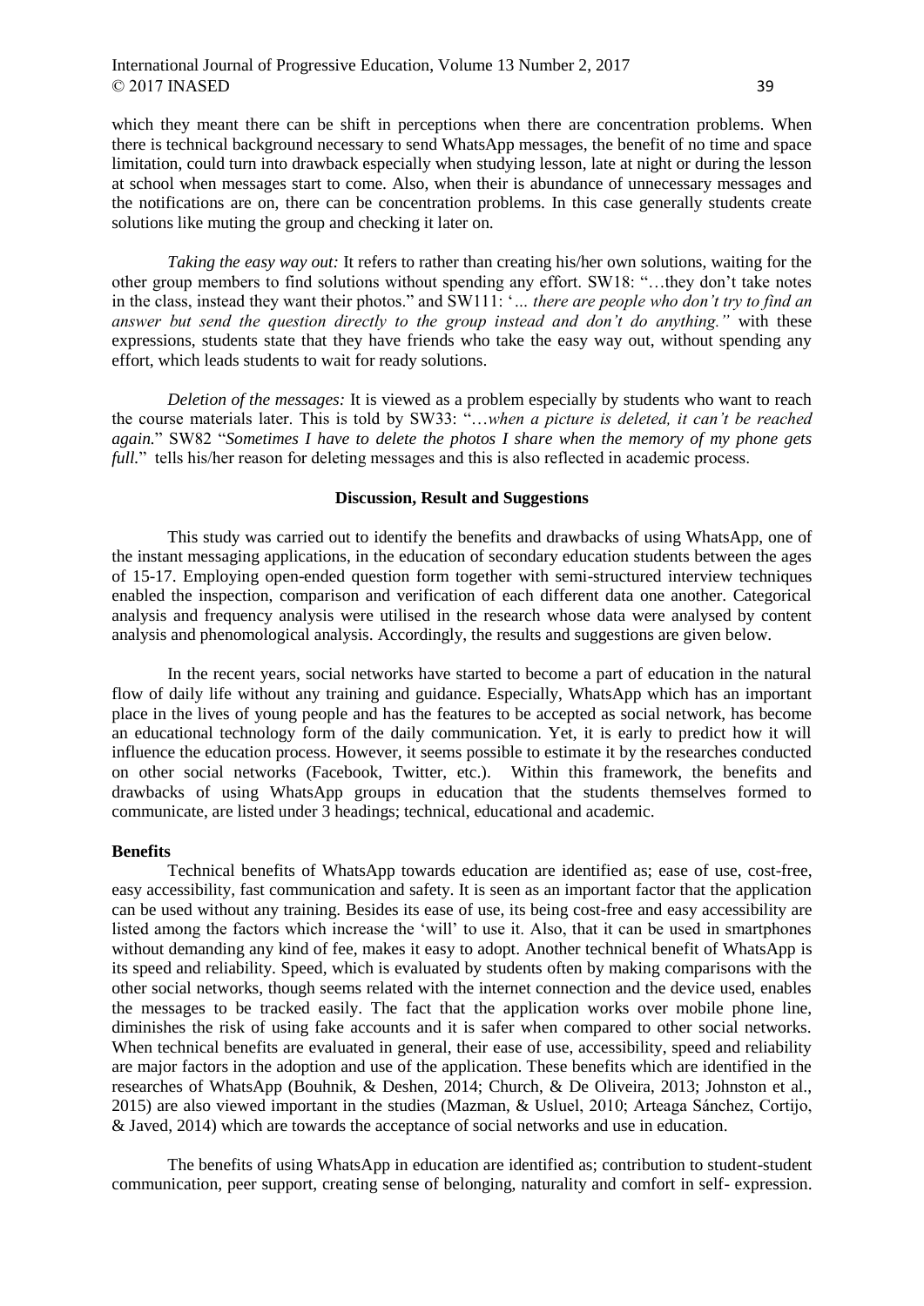which they meant there can be shift in perceptions when there are concentration problems. When there is technical background necessary to send WhatsApp messages, the benefit of no time and space limitation, could turn into drawback especially when studying lesson, late at night or during the lesson at school when messages start to come. Also, when their is abundance of unnecessary messages and the notifications are on, there can be concentration problems. In this case generally students create solutions like muting the group and checking it later on.

*Taking the easy way out:* It refers to rather than creating his/her own solutions, waiting for the other group members to find solutions without spending any effort. SW18: "…they don't take notes in the class, instead they want their photos." and SW111: '*… there are people who don't try to find an answer but send the question directly to the group instead and don't do anything."* with these expressions, students state that they have friends who take the easy way out, without spending any effort, which leads students to wait for ready solutions.

*Deletion of the messages:* It is viewed as a problem especially by students who want to reach the course materials later. This is told by SW33: "*…when a picture is deleted, it can't be reached again.*" SW82 "*Sometimes I have to delete the photos I share when the memory of my phone gets full.*" tells his/her reason for deleting messages and this is also reflected in academic process.

## Discussion, Result and Suggestions

This study was carried out to identify the benefits and drawbacks of using WhatsApp, one of the instant messaging applications, in the education of secondary education students between the ages of 15-17. Employing open-ended question form together with semi-structured interview techniques enabled the inspection, comparison and verification of each different data one another. Categorical analysis and frequency analysis were utilised in the research whose data were analysed by content analysis and phenomological analysis. Accordingly, the results and suggestions are given below.

In the recent years, social networks have started to become a part of education in the natural flow of daily life without any training and guidance. Especially, WhatsApp which has an important place in the lives of young people and has the features to be accepted as social network, has become an educational technology form of the daily communication. Yet, it is early to predict how it will influence the education process. However, it seems possible to estimate it by the researches conducted on other social networks (Facebook, Twitter, etc.). Within this framework, the benefits and drawbacks of using WhatsApp groups in education that the students themselves formed to communicate, are listed under 3 headings; technical, educational and academic.

### Benefits

Technical benefits of WhatsApp towards education are identified as; ease of use, cost-free, easy accessibility, fast communication and safety. It is seen as an important factor that the application can be used without any training. Besides its ease of use, its being cost-free and easy accessibility are listed among the factors which increase the 'will' to use it. Also, that it can be used in smartphones without demanding any kind of fee, makes it easy to adopt. Another technical benefit of WhatsApp is its speed and reliability. Speed, which is evaluated by students often by making comparisons with the other social networks, though seems related with the internet connection and the device used, enables the messages to be tracked easily. The fact that the application works over mobile phone line, diminishes the risk of using fake accounts and it is safer when compared to other social networks. When technical benefits are evaluated in general, their ease of use, accessibility, speed and reliability are major factors in the adoption and use of the application. These benefits which are identified in the researches of WhatsApp (Bouhnik, & Deshen, 2014; Church, & De Oliveira, 2013; Johnston et al., 2015) are also viewed important in the studies (Mazman, & Usluel, 2010; Arteaga Sánchez, Cortijo, & Javed, 2014) which are towards the acceptance of social networks and use in education.

The benefits of using WhatsApp in education are identified as; contribution to student-student communication, peer support, creating sense of belonging, naturality and comfort in self- expression.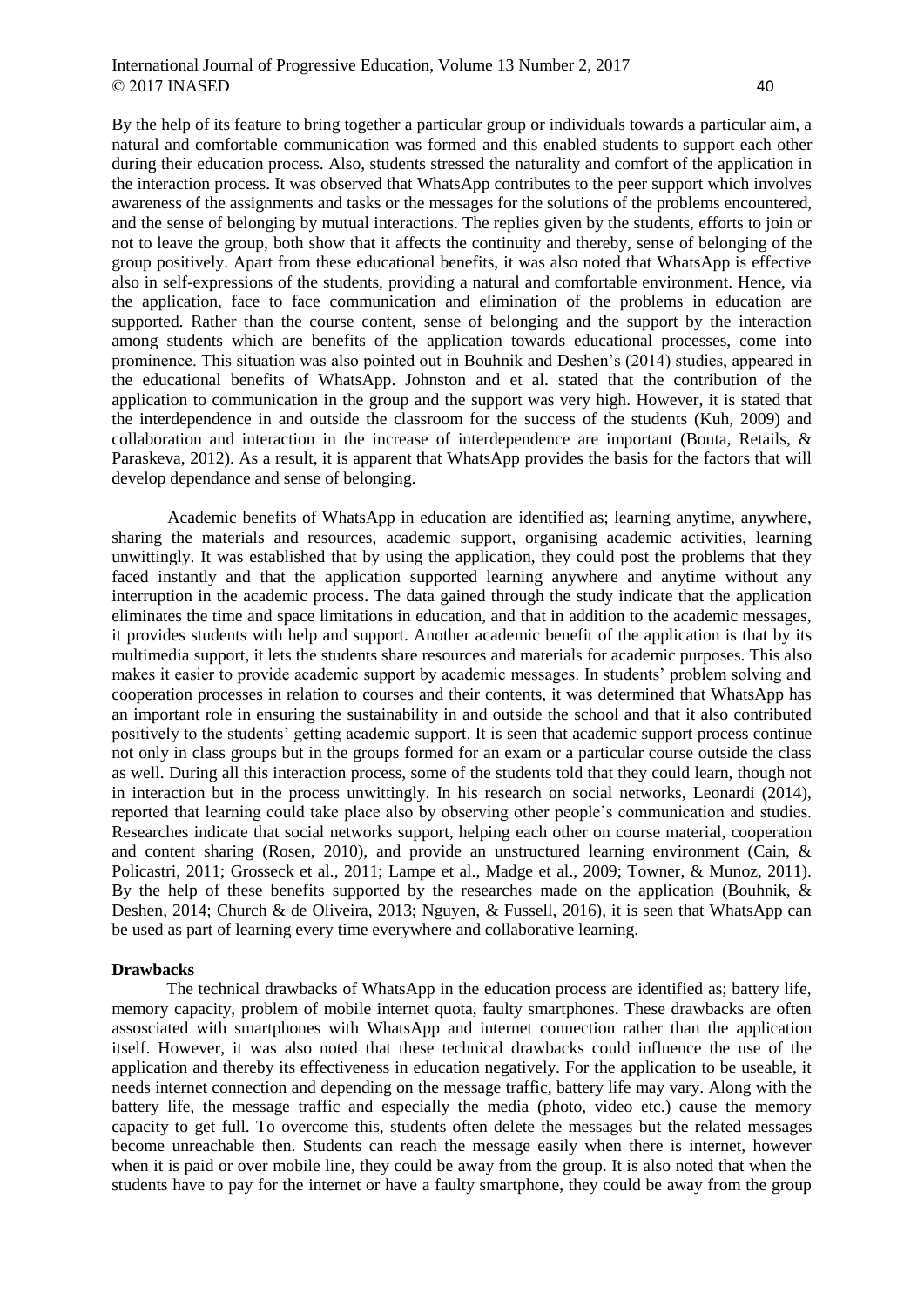By the help of its feature to bring together a particular group or individuals towards a particular aim, a natural and comfortable communication was formed and this enabled students to support each other during their education process. Also, students stressed the naturality and comfort of the application in the interaction process. It was observed that WhatsApp contributes to the peer support which involves awareness of the assignments and tasks or the messages for the solutions of the problems encountered, and the sense of belonging by mutual interactions. The replies given by the students, efforts to join or not to leave the group, both show that it affects the continuity and thereby, sense of belonging of the group positively. Apart from these educational benefits, it was also noted that WhatsApp is effective also in self-expressions of the students, providing a natural and comfortable environment. Hence, via the application, face to face communication and elimination of the problems in education are supported. Rather than the course content, sense of belonging and the support by the interaction among students which are benefits of the application towards educational processes, come into prominence. This situation was also pointed out in Bouhnik and Deshen's (2014) studies, appeared in the educational benefits of WhatsApp. Johnston and et al. stated that the contribution of the application to communication in the group and the support was very high. However, it is stated that the interdependence in and outside the classroom for the success of the students (Kuh, 2009) and collaboration and interaction in the increase of interdependence are important (Bouta, Retails, & Paraskeva, 2012). As a result, it is apparent that WhatsApp provides the basis for the factors that will develop dependance and sense of belonging.

Academic benefits of WhatsApp in education are identified as; learning anytime, anywhere, sharing the materials and resources, academic support, organising academic activities, learning unwittingly. It was established that by using the application, they could post the problems that they faced instantly and that the application supported learning anywhere and anytime without any interruption in the academic process. The data gained through the study indicate that the application eliminates the time and space limitations in education, and that in addition to the academic messages, it provides students with help and support. Another academic benefit of the application is that by its multimedia support, it lets the students share resources and materials for academic purposes. This also makes it easier to provide academic support by academic messages. In students' problem solving and cooperation processes in relation to courses and their contents, it was determined that WhatsApp has an important role in ensuring the sustainability in and outside the school and that it also contributed positively to the students' getting academic support. It is seen that academic support process continue not only in class groups but in the groups formed for an exam or a particular course outside the class as well. During all this interaction process, some of the students told that they could learn, though not in interaction but in the process unwittingly. In his research on social networks, Leonardi (2014), reported that learning could take place also by observing other people's communication and studies. Researches indicate that social networks support, helping each other on course material, cooperation and content sharing (Rosen, 2010), and provide an unstructured learning environment (Cain, & Policastri, 2011; Grosseck et al., 2011; Lampe et al., Madge et al., 2009; Towner, & Munoz, 2011). By the help of these benefits supported by the researches made on the application (Bouhnik, & Deshen, 2014; Church & de Oliveira, 2013; Nguyen, & Fussell, 2016), it is seen that WhatsApp can be used as part of learning every time everywhere and collaborative learning.

**Drawbacks**

The technical drawbacks of WhatsApp in the education process are identified as; battery life, memory capacity, problem of mobile internet quota, faulty smartphones. These drawbacks are often assosciated with smartphones with WhatsApp and internet connection rather than the application itself. However, it was also noted that these technical drawbacks could influence the use of the application and thereby its effectiveness in education negatively. For the application to be useable, it needs internet connection and depending on the message traffic, battery life may vary. Along with the battery life, the message traffic and especially the media (photo, video etc.) cause the memory capacity to get full. To overcome this, students often delete the messages but the related messages become unreachable then. Students can reach the message easily when there is internet, however when it is paid or over mobile line, they could be away from the group. It is also noted that when the students have to pay for the internet or have a faulty smartphone, they could be away from the group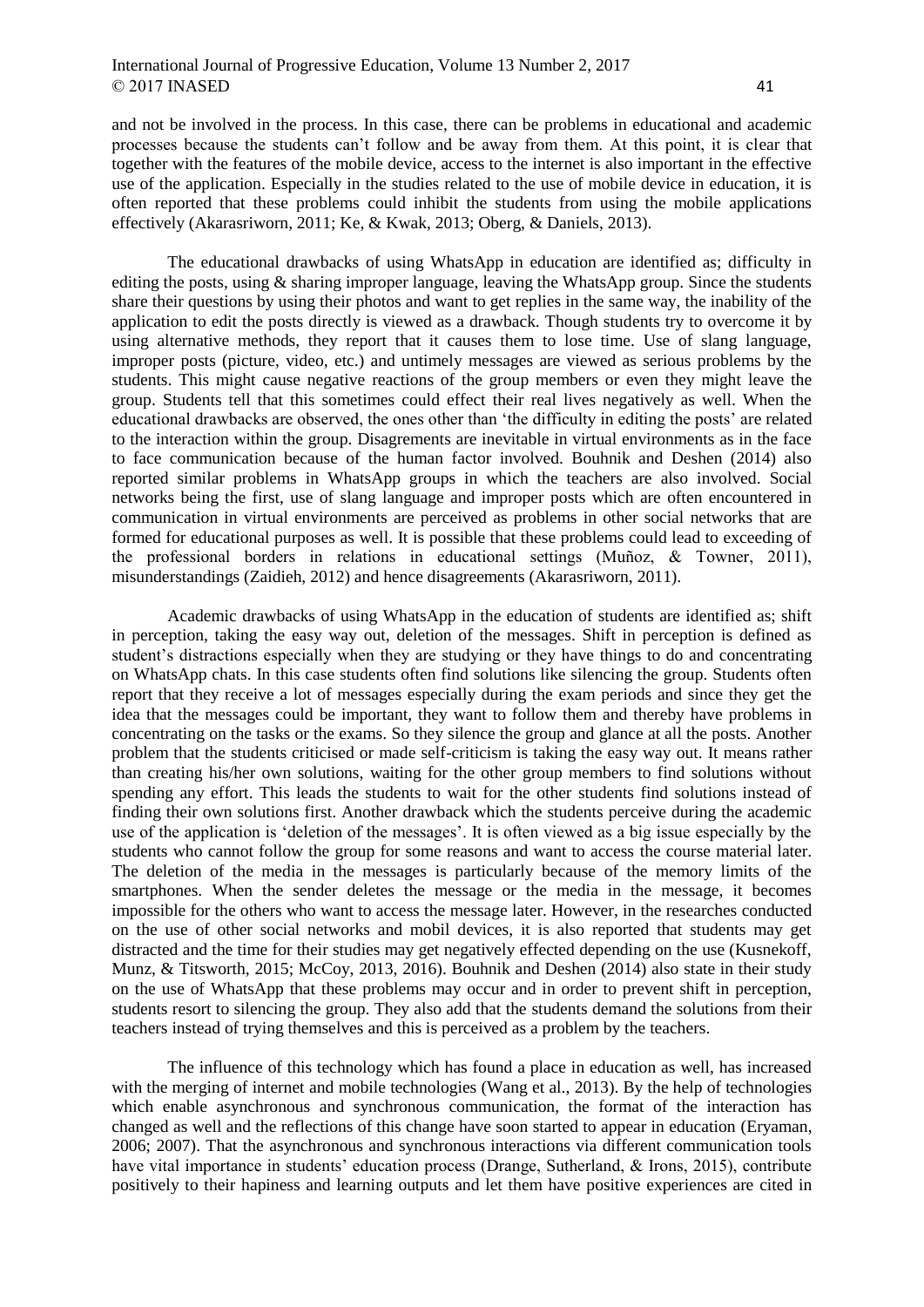and not be involved in the process. In this case, there can be problems in educational and academic processes because the students can't follow and be away from them. At this point, it is clear that together with the features of the mobile device, access to the internet is also important in the effective use of the application. Especially in the studies related to the use of mobile device in education, it is often reported that these problems could inhibit the students from using the mobile applications effectively (Akarasriworn, 2011; Ke, & Kwak, 2013; Oberg, & Daniels, 2013).

The educational drawbacks of using WhatsApp in education are identified as; difficulty in editing the posts, using & sharing improper language, leaving the WhatsApp group. Since the students share their questions by using their photos and want to get replies in the same way, the inability of the application to edit the posts directly is viewed as a drawback. Though students try to overcome it by using alternative methods, they report that it causes them to lose time. Use of slang language, improper posts (picture, video, etc.) and untimely messages are viewed as serious problems by the students. This might cause negative reactions of the group members or even they might leave the group. Students tell that this sometimes could effect their real lives negatively as well. When the educational drawbacks are observed, the ones other than 'the difficulty in editing the posts' are related to the interaction within the group. Disagrements are inevitable in virtual environments as in the face to face communication because of the human factor involved. Bouhnik and Deshen (2014) also reported similar problems in WhatsApp groups in which the teachers are also involved. Social networks being the first, use of slang language and improper posts which are often encountered in communication in virtual environments are perceived as problems in other social networks that are formed for educational purposes as well. It is possible that these problems could lead to exceeding of the professional borders in relations in educational settings (Muñoz, & Towner, 2011), misunderstandings (Zaidieh, 2012) and hence disagreements (Akarasriworn, 2011).

Academic drawbacks of using WhatsApp in the education of students are identified as; shift in perception, taking the easy way out, deletion of the messages. Shift in perception is defined as student's distractions especially when they are studying or they have things to do and concentrating on WhatsApp chats. In this case students often find solutions like silencing the group. Students often report that they receive a lot of messages especially during the exam periods and since they get the idea that the messages could be important, they want to follow them and thereby have problems in concentrating on the tasks or the exams. So they silence the group and glance at all the posts. Another problem that the students criticised or made self-criticism is taking the easy way out. It means rather than creating his/her own solutions, waiting for the other group members to find solutions without spending any effort. This leads the students to wait for the other students find solutions instead of finding their own solutions first. Another drawback which the students perceive during the academic use of the application is 'deletion of the messages'. It is often viewed as a big issue especially by the students who cannot follow the group for some reasons and want to access the course material later. The deletion of the media in the messages is particularly because of the memory limits of the smartphones. When the sender deletes the message or the media in the message, it becomes impossible for the others who want to access the message later. However, in the researches conducted on the use of other social networks and mobil devices, it is also reported that students may get distracted and the time for their studies may get negatively effected depending on the use (Kusnekoff, Munz, & Titsworth, 2015; McCoy, 2013, 2016). Bouhnik and Deshen (2014) also state in their study on the use of WhatsApp that these problems may occur and in order to prevent shift in perception, students resort to silencing the group. They also add that the students demand the solutions from their teachers instead of trying themselves and this is perceived as a problem by the teachers.

The influence of this technology which has found a place in education as well, has increased with the merging of internet and mobile technologies (Wang et al., 2013). By the help of technologies which enable asynchronous and synchronous communication, the format of the interaction has changed as well and the reflections of this change have soon started to appear in education (Eryaman, 2006; 2007). That the asynchronous and synchronous interactions via different communication tools have vital importance in students' education process (Drange, Sutherland, & Irons, 2015), contribute positively to their hapiness and learning outputs and let them have positive experiences are cited in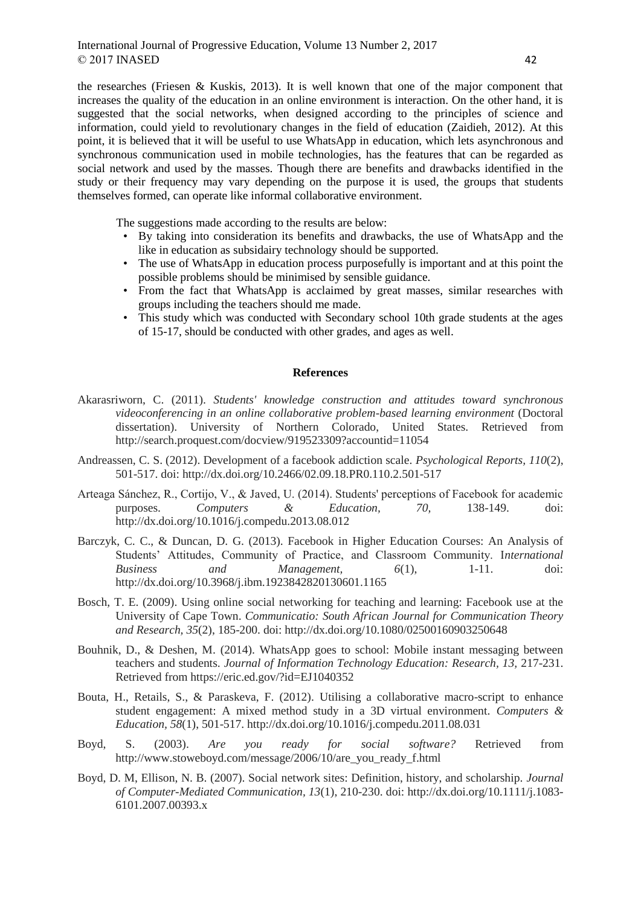the researches (Friesen & Kuskis, 2013). It is well known that one of the major component that increases the quality of the education in an online environment is interaction. On the other hand, it is suggested that the social networks, when designed according to the principles of science and information, could yield to revolutionary changes in the field of education (Zaidieh, 2012). At this point, it is believed that it will be useful to use WhatsApp in education, which lets asynchronous and synchronous communication used in mobile technologies, has the features that can be regarded as social network and used by the masses. Though there are benefits and drawbacks identified in the study or their frequency may vary depending on the purpose it is used, the groups that students themselves formed, can operate like informal collaborative environment.

The suggestions made according to the results are below:

- By taking into consideration its benefits and drawbacks, the use of WhatsApp and the like in education as subsidairy technology should be supported.
- The use of WhatsApp in education process purposefully is important and at this point the possible problems should be minimised by sensible guidance.
- From the fact that WhatsApp is acclaimed by great masses, similar researches with groups including the teachers should me made.
- This study which was conducted with Secondary school 10th grade students at the ages of 15-17, should be conducted with other grades, and ages as well.

## References

Akarasriworn, C. (2011). *Students' knowledge construction and attitudes toward synchronous videoconferencing in an online collaborative problem-based learning environment* (Doctoral dissertation). University of Northern Colorado, United States. Retrieved from http://search.proquest.com/docview/919523309?accountid=11054

Andreassen, C. S. (2012). Development of a facebook addiction scale. *Psychological Reports, 110*(2), 501-517. doi: http://dx.doi.org/10.2466/02.09.18.PR0.110.2.501-517

Arteaga Sánchez, R., Cortijo, V., & Javed, U. (2014). Students' perceptions of Facebook for academic purposes. *Computers & Education, 70,* 138-149. doi: http://dx.doi.org/10.1016/j.compedu.2013.08.012

Barczyk, C. C., & Duncan, D. G. (2013). Facebook in Higher Education Courses: An Analysis of Students' Attitudes, Community of Practice, and Classroom Community. *International Business and Management, 6*(1), 1-11. doi: http://dx.doi.org/10.3968/j.ibm.1923842820130601.1165

Bosch, T. E. (2009). Using online social networking for teaching and learning: Facebook use at the University of Cape Town. *Communicatio: South African Journal for Communication Theory and Research, 35*(2), 185-200. doi: http://dx.doi.org/10.1080/02500160903250648

Bouhnik, D., & Deshen, M. (2014). WhatsApp goes to school: Mobile instant messaging between teachers and students. *Journal of Information Technology Education: Research, 13,* 217-231. Retrieved from https://eric.ed.gov/?id=EJ1040352

Bouta, H., Retails, S., & Paraskeva, F. (2012). Utilising a collaborative macro-script to enhance student engagement: A mixed method study in a 3D virtual environment. *Computers & Education, 58*(1), 501-517. http://dx.doi.org/10.1016/j.compedu.2011.08.031

Boyd, S. (2003). *Are you ready for social software?* Retrieved from http://www.stoweboyd.com/message/2006/10/are_you_ready_f.html

Boyd, D. M, Ellison, N. B. (2007). Social network sites: Definition, history, and scholarship. *Journal of Computer-Mediated Communication, 13*(1), 210-230. doi: http://dx.doi.org/10.1111/j.1083-6101.2007.00393.x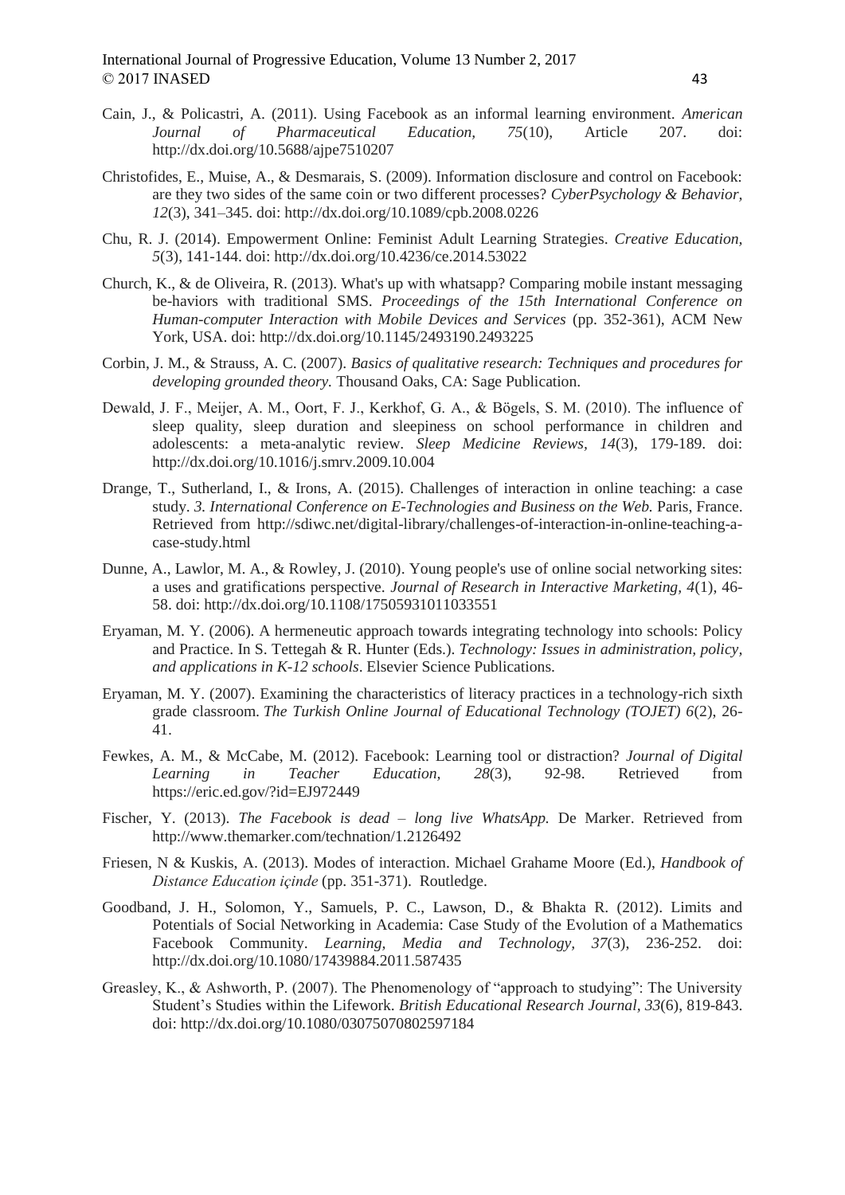Cain, J., & Policastri, A. (2011). Using Facebook as an informal learning environment. *American Journal of Pharmaceutical Education, 75*(10), Article 207. doi: http://dx.doi.org/10.5688/ajpe7510207

Christofides, E., Muise, A., & Desmarais, S. (2009). Information disclosure and control on Facebook: are they two sides of the same coin or two different processes? *CyberPsychology & Behavior, 12*(3), 341–345. doi: http://dx.doi.org/10.1089/cpb.2008.0226

Chu, R. J. (2014). Empowerment Online: Feminist Adult Learning Strategies. *Creative Education, 5*(3), 141-144. doi: http://dx.doi.org/10.4236/ce.2014.53022

Church, K., & de Oliveira, R. (2013). What's up with whatsapp? Comparing mobile instant messaging be-haviors with traditional SMS. *Proceedings of the 15th International Conference on Human-computer Interaction with Mobile Devices and Services* (pp. 352-361), ACM New York, USA. doi: http://dx.doi.org/10.1145/2493190.2493225

Corbin, J. M., & Strauss, A. C. (2007). *Basics of qualitative research: Techniques and procedures for developing grounded theory.* Thousand Oaks, CA: Sage Publication.

Dewald, J. F., Meijer, A. M., Oort, F. J., Kerkhof, G. A., & Bögels, S. M. (2010). The influence of sleep quality, sleep duration and sleepiness on school performance in children and adolescents: a meta-analytic review. *Sleep Medicine Reviews*, *14*(3), 179-189. doi: http://dx.doi.org/10.1016/j.smrv.2009.10.004

Drange, T., Sutherland, I., & Irons, A. (2015). Challenges of interaction in online teaching: a case study. *3. International Conference on E-Technologies and Business on the Web.* Paris, France. Retrieved from http://sdiwc.net/digital-library/challenges-of-interaction-in-online-teaching-a-case-study.html

Dunne, A., Lawlor, M. A., & Rowley, J. (2010). Young people's use of online social networking sites: a uses and gratifications perspective. *Journal of Research in Interactive Marketing, 4*(1), 46-58. doi: http://dx.doi.org/10.1108/17505931011033551

Eryaman, M. Y. (2006). A hermeneutic approach towards integrating technology into schools: Policy and Practice. In S. Tettegah & R. Hunter (Eds.). *Technology: Issues in administration, policy, and applications in K-12 schools*. Elsevier Science Publications.

Eryaman, M. Y. (2007). Examining the characteristics of literacy practices in a technology-rich sixth grade classroom. *The Turkish Online Journal of Educational Technology (TOJET) 6*(2), 26-41.

Fewkes, A. M., & McCabe, M. (2012). Facebook: Learning tool or distraction? *Journal of Digital Learning in Teacher Education, 28*(3), 92-98. Retrieved from https://eric.ed.gov/?id=EJ972449

Fischer, Y. (2013). *The Facebook is dead – long live WhatsApp.* De Marker. Retrieved from http://www.themarker.com/technation/1.2126492

Friesen, N & Kuskis, A. (2013). Modes of interaction. Michael Grahame Moore (Ed.), *Handbook of Distance Education içinde* (pp. 351-371). Routledge.

Goodband, J. H., Solomon, Y., Samuels, P. C., Lawson, D., & Bhakta R. (2012). Limits and Potentials of Social Networking in Academia: Case Study of the Evolution of a Mathematics Facebook Community. *Learning, Media and Technology, 37*(3), 236-252. doi: http://dx.doi.org/10.1080/17439884.2011.587435

Greasley, K., & Ashworth, P. (2007). The Phenomenology of "approach to studying": The University Student's Studies within the Lifework. *British Educational Research Journal, 33*(6), 819-843. doi: http://dx.doi.org/10.1080/03075070802597184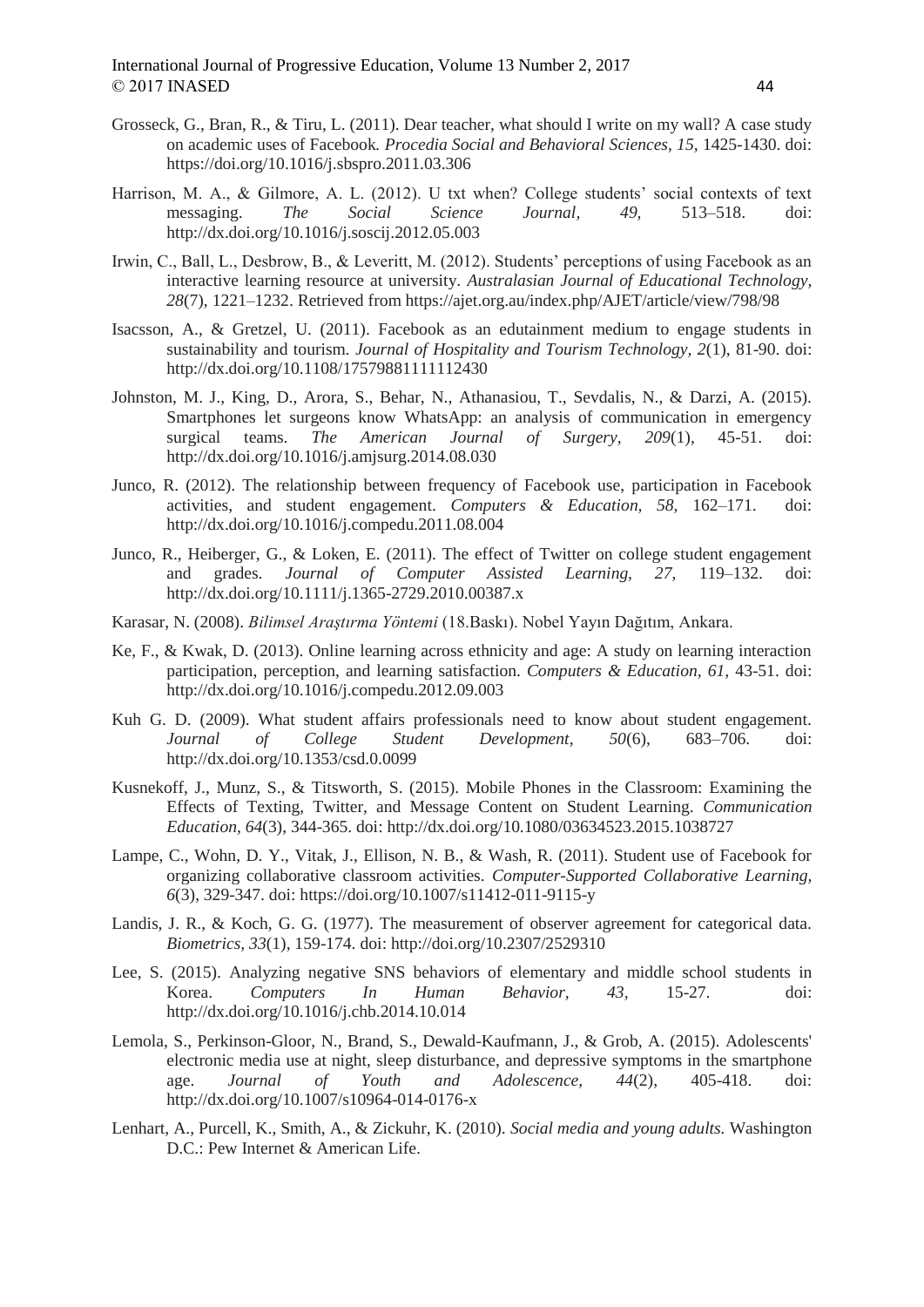Grosseck, G., Bran, R., & Tiru, L. (2011). Dear teacher, what should I write on my wall? A case study on academic uses of Facebook. *Procedia Social and Behavioral Sciences, 15*, 1425-1430. doi: https://doi.org/10.1016/j.sbspro.2011.03.306

Harrison, M. A., & Gilmore, A. L. (2012). U txt when? College students' social contexts of text messaging. *The Social Science Journal, 49*, 513–518. doi: http://dx.doi.org/10.1016/j.soscij.2012.05.003

Irwin, C., Ball, L., Desbrow, B., & Leveritt, M. (2012). Students' perceptions of using Facebook as an interactive learning resource at university. *Australasian Journal of Educational Technology, 28*(7), 1221–1232. Retrieved from https://ajet.org.au/index.php/AJET/article/view/798/98

Isacsson, A., & Gretzel, U. (2011). Facebook as an edutainment medium to engage students in sustainability and tourism. *Journal of Hospitality and Tourism Technology, 2*(1), 81-90. doi: http://dx.doi.org/10.1108/17579881111112430

Johnston, M. J., King, D., Arora, S., Behar, N., Athanasiou, T., Sevdalis, N., & Darzi, A. (2015). Smartphones let surgeons know WhatsApp: an analysis of communication in emergency surgical teams. *The American Journal of Surgery, 209*(1), 45-51. doi: http://dx.doi.org/10.1016/j.amjsurg.2014.08.030

Junco, R. (2012). The relationship between frequency of Facebook use, participation in Facebook activities, and student engagement. *Computers & Education, 58*, 162–171. doi: http://dx.doi.org/10.1016/j.compedu.2011.08.004

Junco, R., Heiberger, G., & Loken, E. (2011). The effect of Twitter on college student engagement and grades. *Journal of Computer Assisted Learning, 27*, 119–132. doi: http://dx.doi.org/10.1111/j.1365-2729.2010.00387.x

Karasar, N. (2008). *Bilimsel Araştırma Yöntemi* (18.Baskı). Nobel Yayın Dağıtım, Ankara.

Ke, F., & Kwak, D. (2013). Online learning across ethnicity and age: A study on learning interaction participation, perception, and learning satisfaction. *Computers & Education, 61*, 43-51. doi: http://dx.doi.org/10.1016/j.compedu.2012.09.003

Kuh G. D. (2009). What student affairs professionals need to know about student engagement. *Journal of College Student Development, 50*(6), 683–706. doi: http://dx.doi.org/10.1353/csd.0.0099

Kusnekoff, J., Munz, S., & Titsworth, S. (2015). Mobile Phones in the Classroom: Examining the Effects of Texting, Twitter, and Message Content on Student Learning. *Communication Education, 64*(3), 344-365. doi: http://dx.doi.org/10.1080/03634523.2015.1038727

Lampe, C., Wohn, D. Y., Vitak, J., Ellison, N. B., & Wash, R. (2011). Student use of Facebook for organizing collaborative classroom activities. *Computer-Supported Collaborative Learning, 6*(3), 329-347. doi: https://doi.org/10.1007/s11412-011-9115-y

Landis, J. R., & Koch, G. G. (1977). The measurement of observer agreement for categorical data. *Biometrics, 33*(1), 159-174. doi: http://doi.org/10.2307/2529310

Lee, S. (2015). Analyzing negative SNS behaviors of elementary and middle school students in Korea. *Computers In Human Behavior, 43*, 15-27. doi: http://dx.doi.org/10.1016/j.chb.2014.10.014

Lemola, S., Perkinson-Gloor, N., Brand, S., Dewald-Kaufmann, J., & Grob, A. (2015). Adolescents' electronic media use at night, sleep disturbance, and depressive symptoms in the smartphone age. *Journal of Youth and Adolescence, 44*(2), 405-418. doi: http://dx.doi.org/10.1007/s10964-014-0176-x

Lenhart, A., Purcell, K., Smith, A., & Zickuhr, K. (2010). *Social media and young adults.* Washington D.C.: Pew Internet & American Life.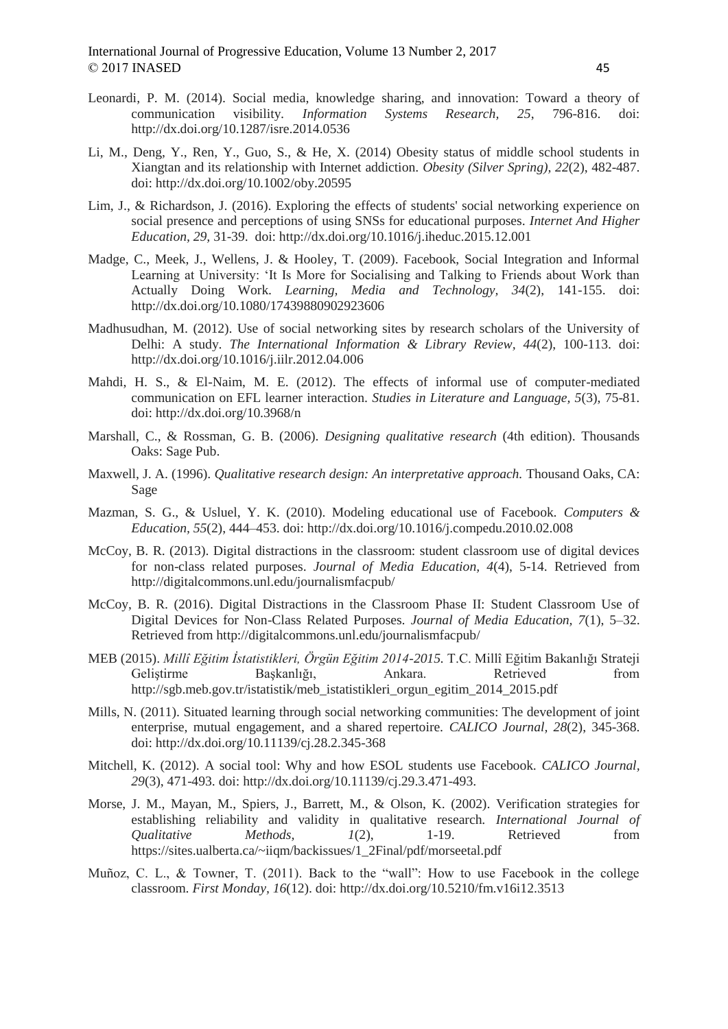Leonardi, P. M. (2014). Social media, knowledge sharing, and innovation: Toward a theory of communication visibility. *Information Systems Research, 25*, 796-816. doi: http://dx.doi.org/10.1287/isre.2014.0536

Li, M., Deng, Y., Ren, Y., Guo, S., & He, X. (2014) Obesity status of middle school students in Xiangtan and its relationship with Internet addiction. *Obesity (Silver Spring), 22*(2), 482-487. doi: http://dx.doi.org/10.1002/oby.20595

Lim, J., & Richardson, J. (2016). Exploring the effects of students' social networking experience on social presence and perceptions of using SNSs for educational purposes. *Internet And Higher Education, 29,* 31-39. doi: http://dx.doi.org/10.1016/j.iheduc.2015.12.001

Madge, C., Meek, J., Wellens, J. & Hooley, T. (2009). Facebook, Social Integration and Informal Learning at University: 'It Is More for Socialising and Talking to Friends about Work than Actually Doing Work. *Learning, Media and Technology, 34*(2), 141-155. doi: http://dx.doi.org/10.1080/17439880902923606

Madhusudhan, M. (2012). Use of social networking sites by research scholars of the University of Delhi: A study. *The International Information & Library Review, 44*(2), 100-113. doi: http://dx.doi.org/10.1016/j.iilr.2012.04.006

Mahdi, H. S., & El-Naim, M. E. (2012). The effects of informal use of computer-mediated communication on EFL learner interaction. *Studies in Literature and Language, 5*(3), 75-81. doi: http://dx.doi.org/10.3968/n

Marshall, C., & Rossman, G. B. (2006). *Designing qualitative research* (4th edition). Thousands Oaks: Sage Pub.

Maxwell, J. A. (1996). *Qualitative research design: An interpretative approach.* Thousand Oaks, CA: Sage

Mazman, S. G., & Usluel, Y. K. (2010). Modeling educational use of Facebook. *Computers & Education, 55*(2), 444–453. doi: http://dx.doi.org/10.1016/j.compedu.2010.02.008

McCoy, B. R. (2013). Digital distractions in the classroom: student classroom use of digital devices for non-class related purposes. *Journal of Media Education, 4*(4), 5-14. Retrieved from http://digitalcommons.unl.edu/journalismfacpub/

McCoy, B. R. (2016). Digital Distractions in the Classroom Phase II: Student Classroom Use of Digital Devices for Non-Class Related Purposes. *Journal of Media Education, 7*(1), 5–32. Retrieved from http://digitalcommons.unl.edu/journalismfacpub/

MEB (2015). *Millî Eğitim İstatistikleri, Örgün Eğitim 2014-2015.* T.C. Millî Eğitim Bakanlığı Strateji Geliştirme Başkanlığı, Ankara. Retrieved from http://sgb.meb.gov.tr/istatistik/meb_istatistikleri_orgun_egitim_2014_2015.pdf

Mills, N. (2011). Situated learning through social networking communities: The development of joint enterprise, mutual engagement, and a shared repertoire. *CALICO Journal, 28*(2), 345-368. doi: http://dx.doi.org/10.11139/cj.28.2.345-368

Mitchell, K. (2012). A social tool: Why and how ESOL students use Facebook. *CALICO Journal, 29*(3), 471-493. doi: http://dx.doi.org/10.11139/cj.29.3.471-493.

Morse, J. M., Mayan, M., Spiers, J., Barrett, M., & Olson, K. (2002). Verification strategies for establishing reliability and validity in qualitative research. *International Journal of Qualitative Methods, 1*(2), 1-19. Retrieved from https://sites.ualberta.ca/~iiqm/backissues/1_2Final/pdf/morseetal.pdf

Muñoz, C. L., & Towner, T. (2011). Back to the "wall": How to use Facebook in the college classroom. *First Monday, 16*(12). doi: http://dx.doi.org/10.5210/fm.v16i12.3513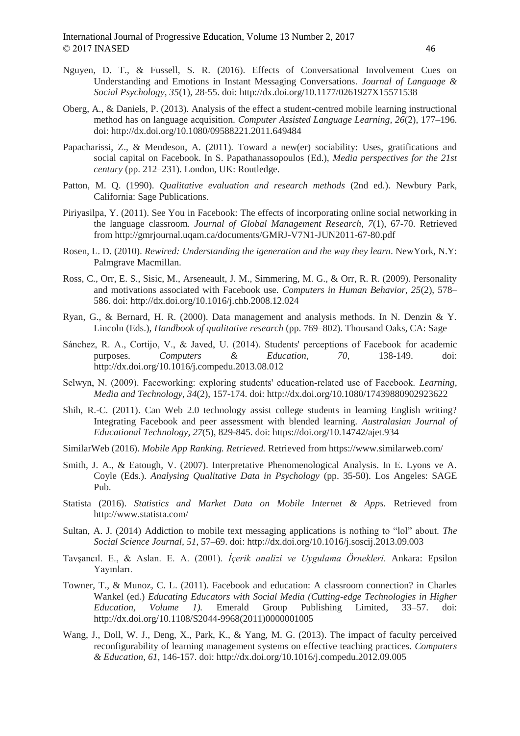Nguyen, D. T., & Fussell, S. R. (2016). Effects of Conversational Involvement Cues on Understanding and Emotions in Instant Messaging Conversations. *Journal of Language & Social Psychology, 35*(1), 28-55. doi: http://dx.doi.org/10.1177/0261927X15571538

Oberg, A., & Daniels, P. (2013). Analysis of the effect a student-centred mobile learning instructional method has on language acquisition. *Computer Assisted Language Learning, 26*(2), 177–196. doi: http://dx.doi.org/10.1080/09588221.2011.649484

Papacharissi, Z., & Mendeson, A. (2011). Toward a new(er) sociability: Uses, gratifications and social capital on Facebook. In S. Papathanassopoulos (Ed.), *Media perspectives for the 21st century* (pp. 212–231). London, UK: Routledge.

Patton, M. Q. (1990). *Qualitative evaluation and research methods* (2nd ed.). Newbury Park, California: Sage Publications.

Piriyasilpa, Y. (2011). See You in Facebook: The effects of incorporating online social networking in the language classroom. *Journal of Global Management Research, 7*(1), 67-70. Retrieved from http://gmrjournal.uqam.ca/documents/GMRJ-V7N1-JUN2011-67-80.pdf

Rosen, L. D. (2010). *Rewired: Understanding the igeneration and the way they learn*. NewYork, N.Y: Palmgrave Macmillan.

Ross, C., Orr, E. S., Sisic, M., Arseneault, J. M., Simmering, M. G., & Orr, R. R. (2009). Personality and motivations associated with Facebook use. *Computers in Human Behavior, 25*(2), 578–586. doi: http://dx.doi.org/10.1016/j.chb.2008.12.024

Ryan, G., & Bernard, H. R. (2000). Data management and analysis methods. In N. Denzin & Y. Lincoln (Eds.), *Handbook of qualitative research* (pp. 769–802). Thousand Oaks, CA: Sage

Sánchez, R. A., Cortijo, V., & Javed, U. (2014). Students' perceptions of Facebook for academic purposes. *Computers & Education, 70,* 138-149. doi: http://dx.doi.org/10.1016/j.compedu.2013.08.012

Selwyn, N. (2009). Faceworking: exploring students' education-related use of Facebook. *Learning, Media and Technology, 34*(2), 157-174. doi: http://dx.doi.org/10.1080/17439880902923622

Shih, R.-C. (2011). Can Web 2.0 technology assist college students in learning English writing? Integrating Facebook and peer assessment with blended learning. *Australasian Journal of Educational Technology, 27*(5), 829-845. doi: https://doi.org/10.14742/ajet.934

SimilarWeb (2016). *Mobile App Ranking. Retrieved.* Retrieved from https://www.similarweb.com/

Smith, J. A., & Eatough, V. (2007). Interpretative Phenomenological Analysis. In E. Lyons ve A. Coyle (Eds.). *Analysing Qualitative Data in Psychology* (pp. 35-50). Los Angeles: SAGE Pub.

Statista (2016). *Statistics and Market Data on Mobile Internet & Apps.* Retrieved from http://www.statista.com/

Sultan, A. J. (2014) Addiction to mobile text messaging applications is nothing to "lol" about. *The Social Science Journal, 51*, 57–69. doi: http://dx.doi.org/10.1016/j.soscij.2013.09.003

Tavşancıl. E., & Aslan. E. A. (2001). *İçerik analizi ve Uygulama Örnekleri.* Ankara: Epsilon Yayınları.

Towner, T., & Munoz, C. L. (2011). Facebook and education: A classroom connection? in Charles Wankel (ed.) *Educating Educators with Social Media (Cutting-edge Technologies in Higher Education, Volume 1).* Emerald Group Publishing Limited, 33–57. doi: http://dx.doi.org/10.1108/S2044-9968(2011)0000001005

Wang, J., Doll, W. J., Deng, X., Park, K., & Yang, M. G. (2013). The impact of faculty perceived reconfigurability of learning management systems on effective teaching practices. *Computers & Education, 61*, 146-157. doi: http://dx.doi.org/10.1016/j.compedu.2012.09.005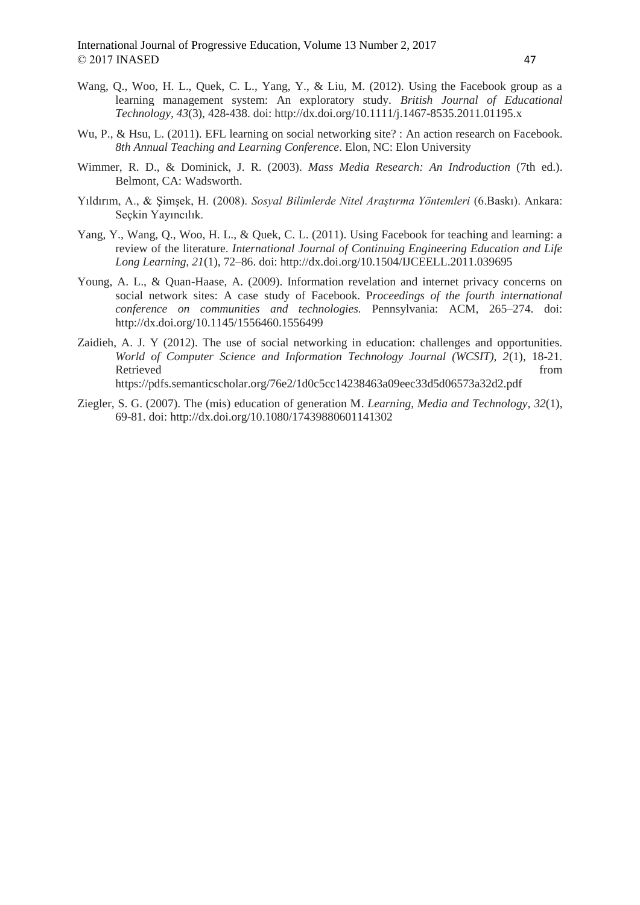Wang, Q., Woo, H. L., Quek, C. L., Yang, Y., & Liu, M. (2012). Using the Facebook group as a learning management system: An exploratory study. *British Journal of Educational Technology, 43*(3), 428-438. doi: http://dx.doi.org/10.1111/j.1467-8535.2011.01195.x

Wu, P., & Hsu, L. (2011). EFL learning on social networking site? : An action research on Facebook. *8th Annual Teaching and Learning Conference*. Elon, NC: Elon University

Wimmer, R. D., & Dominick, J. R. (2003). *Mass Media Research: An Indroduction* (7th ed.). Belmont, CA: Wadsworth.

Yıldırım, A., & Şimşek, H. (2008). *Sosyal Bilimlerde Nitel Araştırma Yöntemleri* (6.Baskı). Ankara: Seçkin Yayıncılık.

Yang, Y., Wang, Q., Woo, H. L., & Quek, C. L. (2011). Using Facebook for teaching and learning: a review of the literature. *International Journal of Continuing Engineering Education and Life Long Learning*, *21*(1), 72–86. doi: http://dx.doi.org/10.1504/IJCEELL.2011.039695

Young, A. L., & Quan-Haase, A. (2009). Information revelation and internet privacy concerns on social network sites: A case study of Facebook. P*roceedings of the fourth international conference on communities and technologies.* Pennsylvania: ACM, 265–274. doi: http://dx.doi.org/10.1145/1556460.1556499

Zaidieh, A. J. Y (2012). The use of social networking in education: challenges and opportunities. *World of Computer Science and Information Technology Journal (WCSIT), 2*(1), 18-21. Retrieved from https://pdfs.semanticscholar.org/76e2/1d0c5cc14238463a09eec33d5d06573a32d2.pdf

Ziegler, S. G. (2007). The (mis) education of generation M. *Learning, Media and Technology, 32*(1), 69-81. doi: http://dx.doi.org/10.1080/17439880601141302